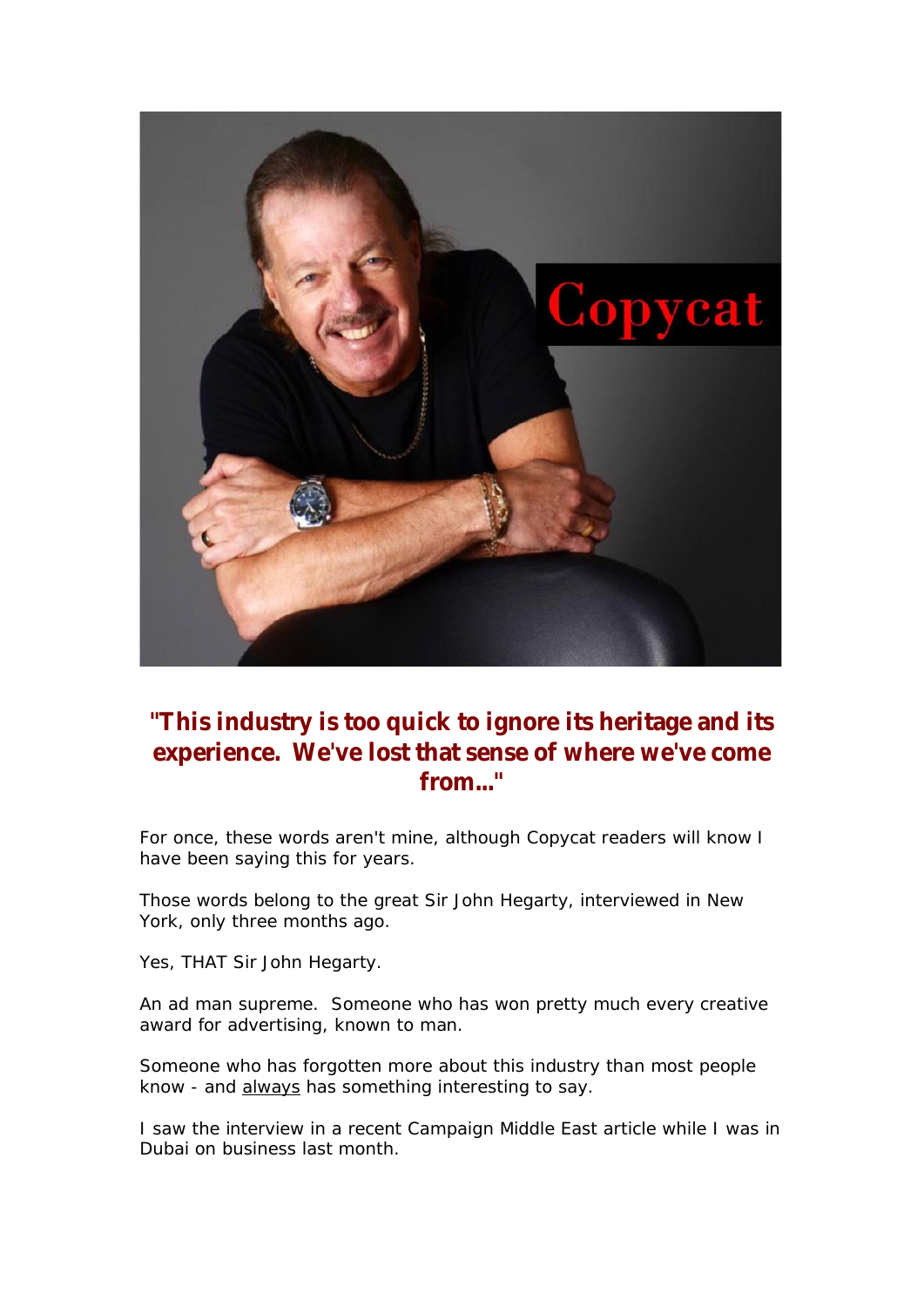## "This industry is too quick to ignore its heritage and its experience. We've lost that sense of where we've come from..."

For once, these words aren't mine, although Copycat readers will know I have been saying this for years.

Those words belong to the great Sir John Hegarty, interviewed in New York, only three months ago.

Yes, THAT Sir John Hegarty.

An ad man supreme. Someone who has won pretty much every creative award for advertising, known to man.

Someone who has forgotten more about this industry than most people know - and always has something interesting to say.

I saw the interview in a recent Campaign Middle East article while I was in Dubai on business last month.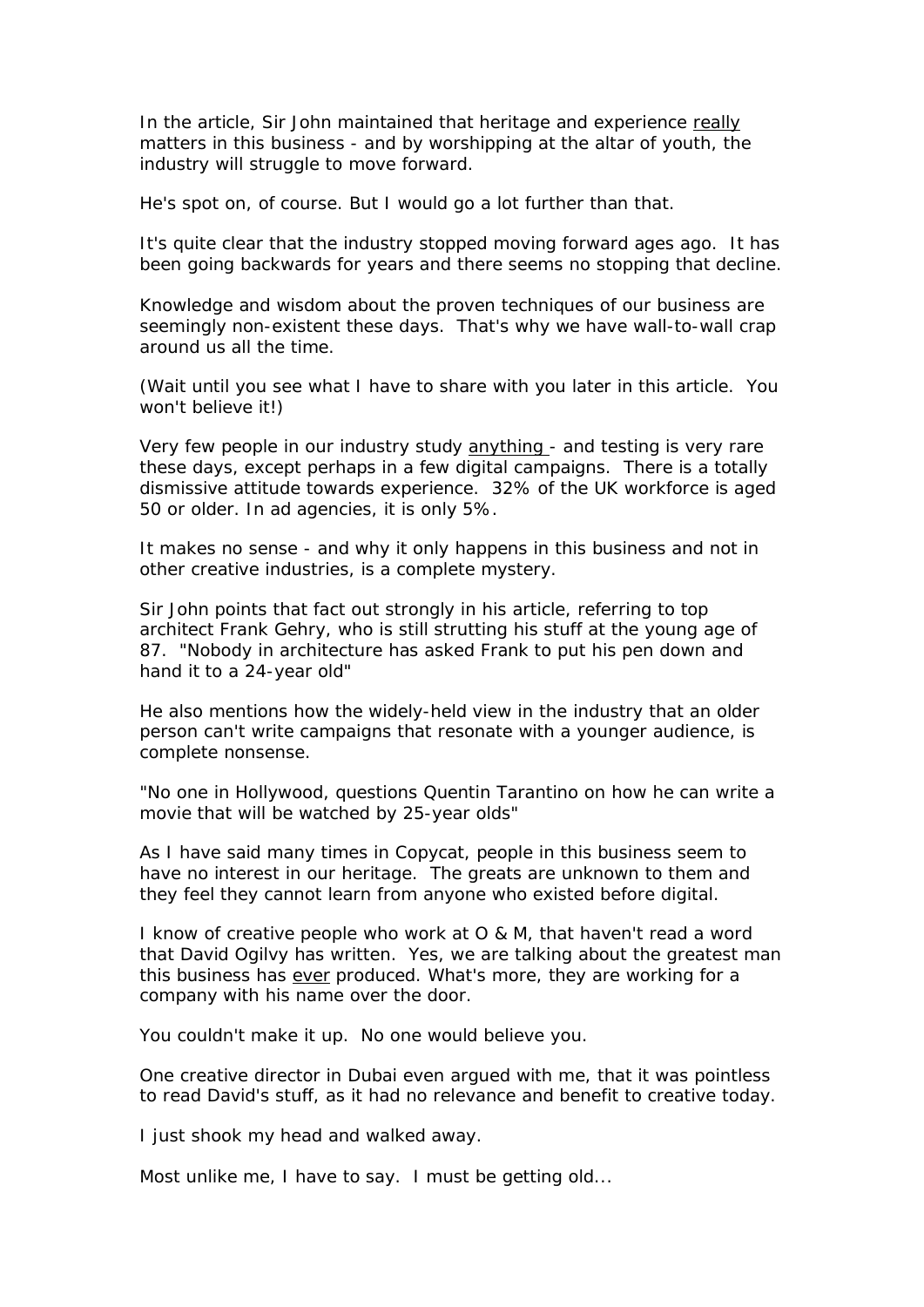In the article, Sir John maintained that heritage and experience <u>really</u> matters in this business - and by worshipping at the altar of youth, the industry will struggle to move forward.

He's spot on, of course. But I would go a lot further than that.

It's quite clear that the industry stopped moving forward ages ago. It has been going backwards for years and there seems no stopping that decline.

Knowledge and wisdom about the proven techniques of our business are seemingly non-existent these days. That's why we have wall-to-wall crap around us all the time.

(Wait until you see what I have to share with you later in this article. You won't believe it!)

Very few people in our industry study <u>anything</u> - and testing is very rare these days, except perhaps in a few digital campaigns. There is a totally dismissive attitude towards experience. 32% of the UK workforce is aged 50 or older. In ad agencies, it is only 5%.

It makes no sense - and why it only happens in this business and not in other creative industries, is a complete mystery.

Sir John points that fact out strongly in his article, referring to top architect Frank Gehry, who is still strutting his stuff at the young age of 87. "Nobody in architecture has asked Frank to put his pen down and hand it to a 24-year old"

He also mentions how the widely-held view in the industry that an older person can't write campaigns that resonate with a younger audience, is complete nonsense.

"No one in Hollywood, questions Quentin Tarantino on how he can write a movie that will be watched by 25-year olds"

As I have said many times in Copycat, people in this business seem to have no interest in our heritage. The greats are unknown to them and they feel they cannot learn from anyone who existed before digital.

I know of creative people who work at O & M, that haven't read a word that David Ogilvy has written. Yes, we are talking about the greatest man this business has <u>ever</u> produced. What's more, they are working for a company with his name over the door.

You couldn't make it up. No one would believe you.

One creative director in Dubai even argued with me, that it was pointless to read David's stuff, as it had no relevance and benefit to creative today.

I just shook my head and walked away.

Most unlike me, I have to say. I must be getting old...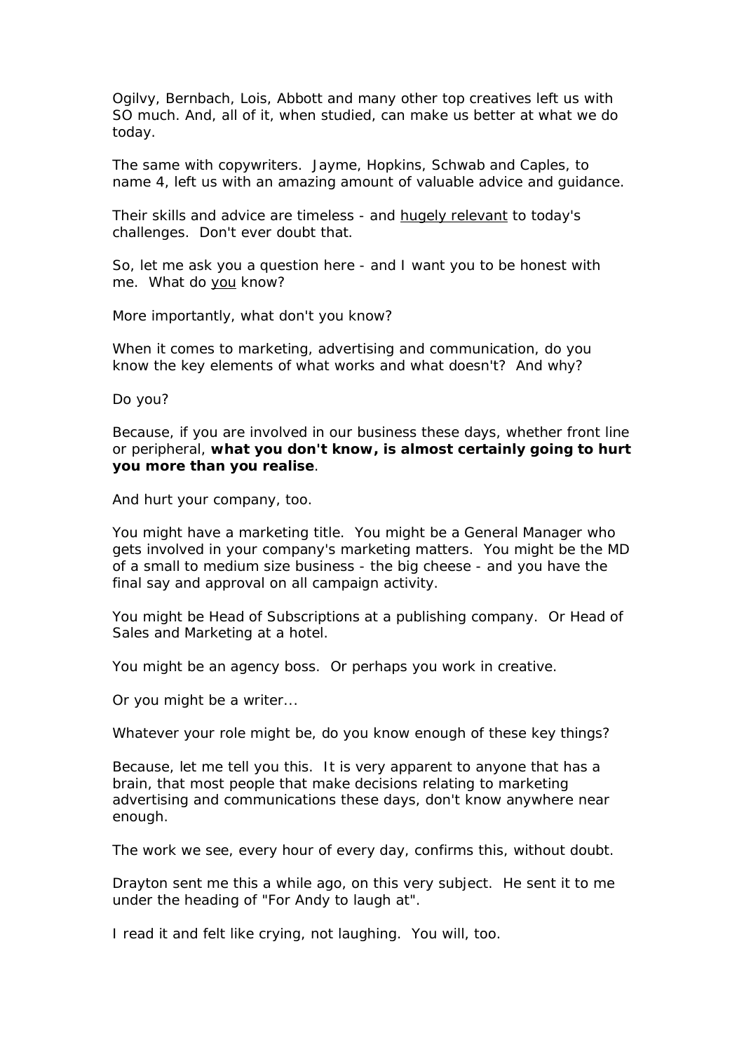Ogilvy, Bernbach, Lois, Abbott and many other top creatives left us with SO much. And, all of it, when studied, can make us better at what we do today.

The same with copywriters. Jayme, Hopkins, Schwab and Caples, to name 4, left us with an amazing amount of valuable advice and guidance.

Their skills and advice are timeless - and <u>hugely relevant</u> to today's challenges. Don't ever doubt that.

So, let me ask you a question here - and I want you to be honest with me. What do <u>you</u> know?

More importantly, what don't you know?

When it comes to marketing, advertising and communication, do you know the key elements of what works and what doesn't? And why?

Do you?

Because, if you are involved in our business these days, whether front line or peripheral, **what you don't know, is almost certainly going to hurt you more than you realise**.

And hurt your company, too.

You might have a marketing title. You might be a General Manager who gets involved in your company's marketing matters. You might be the MD of a small to medium size business - the big cheese - and you have the final say and approval on all campaign activity.

You might be Head of Subscriptions at a publishing company. Or Head of Sales and Marketing at a hotel.

You might be an agency boss. Or perhaps you work in creative.

Or you might be a writer...

Whatever your role might be, do you know enough of these key things?

Because, let me tell you this. It is very apparent to anyone that has a brain, that most people that make decisions relating to marketing advertising and communications these days, don't know anywhere near enough.

The work we see, every hour of every day, confirms this, without doubt.

Drayton sent me this a while ago, on this very subject. He sent it to me under the heading of "For Andy to laugh at".

I read it and felt like crying, not laughing. You will, too.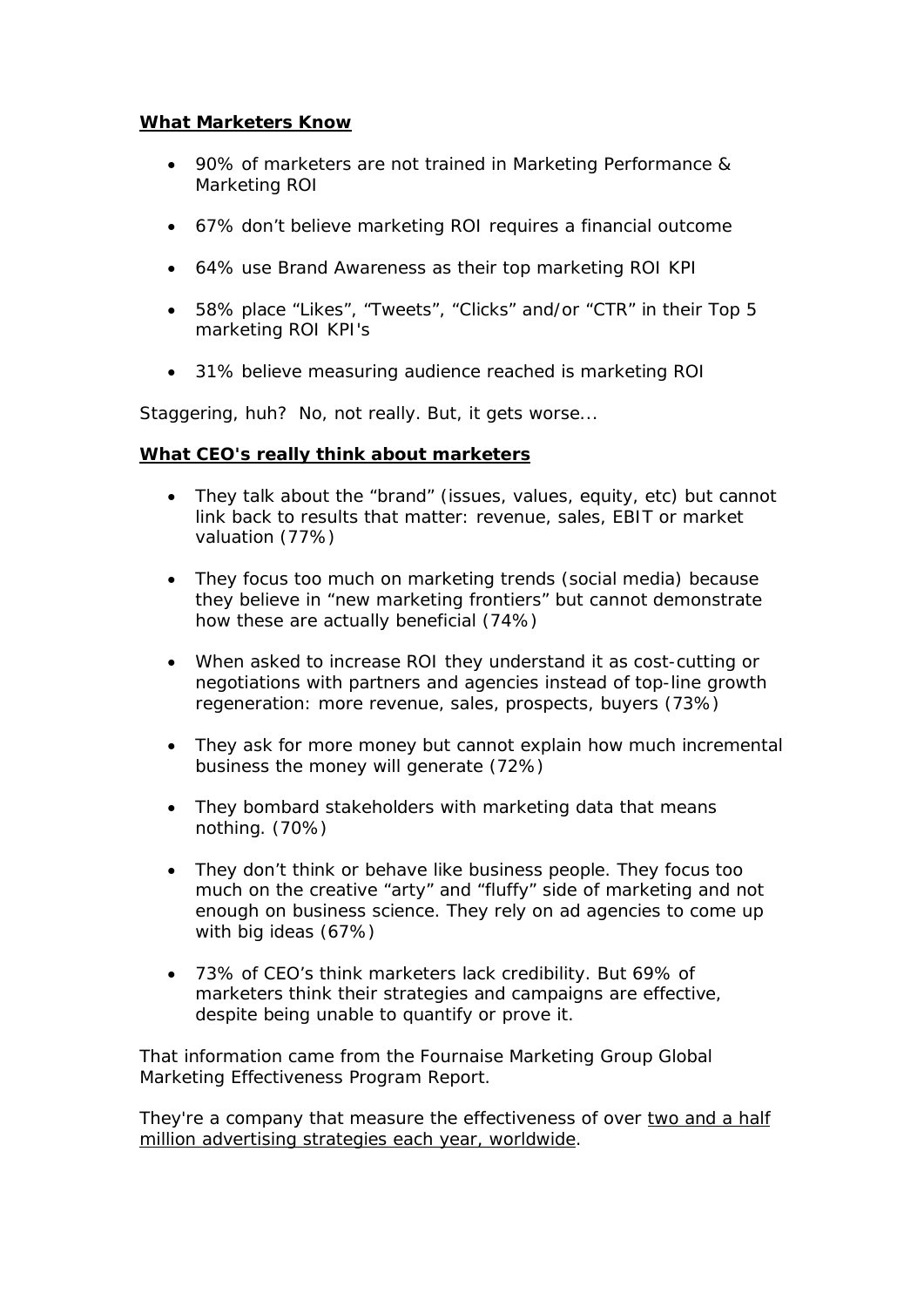**<u>What Marketers Know</u>**

- 90% of marketers are not trained in Marketing Performance & Marketing ROI
- 67% don't believe marketing ROI requires a financial outcome
- 64% use Brand Awareness as their top marketing ROI KPI
- 58% place "Likes", "Tweets", "Clicks" and/or "CTR" in their Top 5 marketing ROI KPI's
- 31% believe measuring audience reached is marketing ROI

Staggering, huh? No, not really. But, it gets worse...

**<u>What CEO's really think about marketers</u>**

- They talk about the "brand" (issues, values, equity, etc) but cannot link back to results that matter: revenue, sales, EBIT or market valuation (77%)
- They focus too much on marketing trends (social media) because they believe in "new marketing frontiers" but cannot demonstrate how these are actually beneficial (74%)
- When asked to increase ROI they understand it as cost-cutting or negotiations with partners and agencies instead of top-line growth regeneration: more revenue, sales, prospects, buyers (73%)
- They ask for more money but cannot explain how much incremental business the money will generate (72%)
- They bombard stakeholders with marketing data that means nothing. (70%)
- They don't think or behave like business people. They focus too much on the creative "arty" and "fluffy" side of marketing and not enough on business science. They rely on ad agencies to come up with big ideas (67%)
- 73% of CEO's think marketers lack credibility. But 69% of marketers think their strategies and campaigns are effective, despite being unable to quantify or prove it.

That information came from the Fournaise Marketing Group Global Marketing Effectiveness Program Report.

They're a company that measure the effectiveness of over <u>two and a half million advertising strategies each year, worldwide</u>.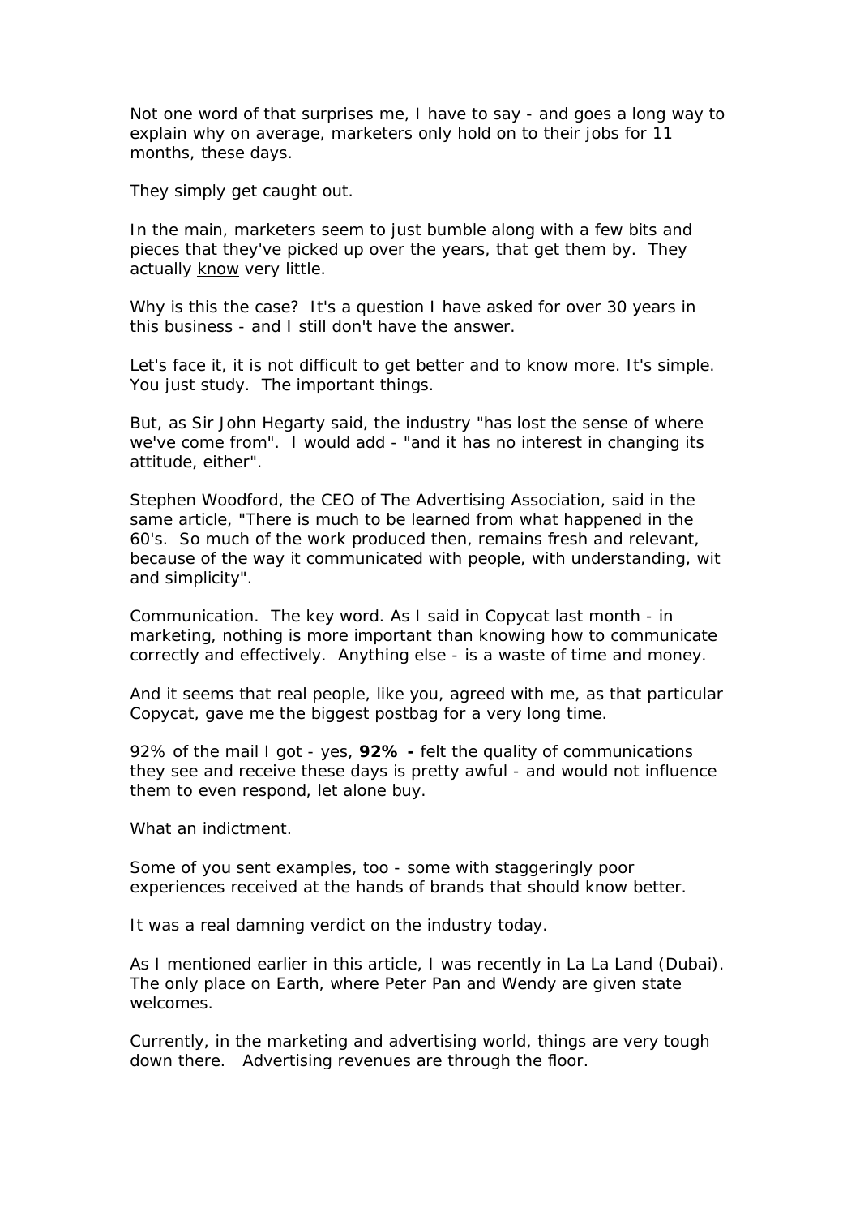Not one word of that surprises me, I have to say - and goes a long way to explain why on average, marketers only hold on to their jobs for 11 months, these days.

They simply get caught out.

In the main, marketers seem to just bumble along with a few bits and pieces that they've picked up over the years, that get them by. They actually <u>know</u> very little.

Why is this the case? It's a question I have asked for over 30 years in this business - and I still don't have the answer.

Let's face it, it is not difficult to get better and to know more. It's simple. You just study. The important things.

But, as Sir John Hegarty said, the industry "has lost the sense of where we've come from". I would add - "and it has no interest in changing its attitude, either".

Stephen Woodford, the CEO of The Advertising Association, said in the same article, "There is much to be learned from what happened in the 60's. So much of the work produced then, remains fresh and relevant, because of the way it communicated with people, with understanding, wit and simplicity".

Communication. The key word. As I said in Copycat last month - in marketing, nothing is more important than knowing how to communicate correctly and effectively. Anything else - is a waste of time and money.

And it seems that real people, like you, agreed with me, as that particular Copycat, gave me the biggest postbag for a very long time.

92% of the mail I got - yes, **92% -** felt the quality of communications they see and receive these days is pretty awful - and would not influence them to even respond, let alone buy.

What an indictment.

Some of you sent examples, too - some with staggeringly poor experiences received at the hands of brands that should know better.

It was a real damning verdict on the industry today.

As I mentioned earlier in this article, I was recently in La La Land (Dubai). The only place on Earth, where Peter Pan and Wendy are given state welcomes.

Currently, in the marketing and advertising world, things are very tough down there. Advertising revenues are through the floor.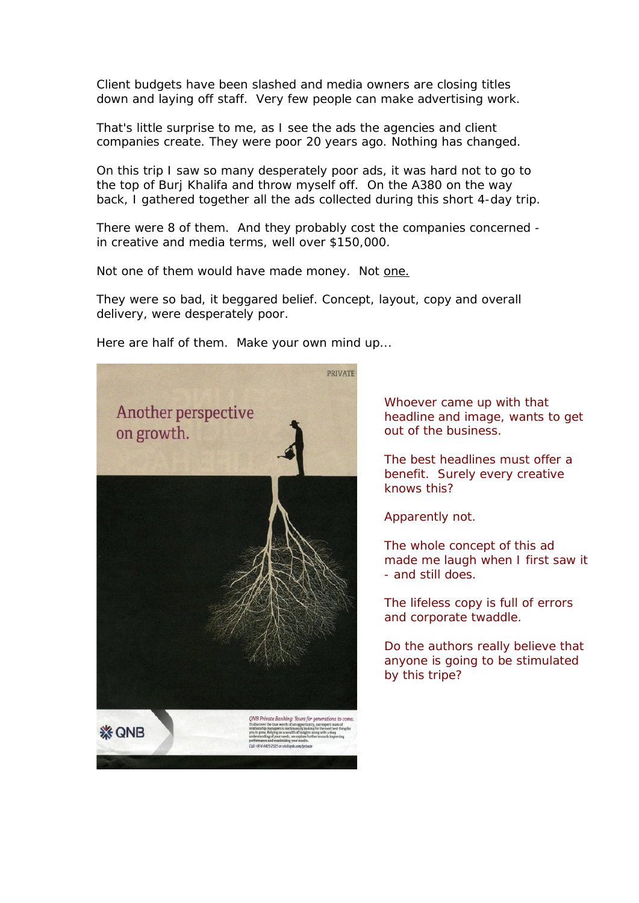Client budgets have been slashed and media owners are closing titles down and laying off staff. Very few people can make advertising work.

That's little surprise to me, as I see the ads the agencies and client companies create. They were poor 20 years ago. Nothing has changed.

On this trip I saw so many desperately poor ads, it was hard not to go to the top of Burj Khalifa and throw myself off. On the A380 on the way back, I gathered together all the ads collected during this short 4-day trip.

There were 8 of them. And they probably cost the companies concerned - in creative and media terms, well over $150,000.

Not one of them would have made money. Not one.

They were so bad, it beggared belief. Concept, layout, copy and overall delivery, were desperately poor.

Here are half of them. Make your own mind up...

Whoever came up with that headline and image, wants to get out of the business.

The best headlines must offer a benefit. Surely every creative knows this?

Apparently not.

The whole concept of this ad made me laugh when I first saw it - and still does.

The lifeless copy is full of errors and corporate twaddle.

Do the authors really believe that anyone is going to be stimulated by this tripe?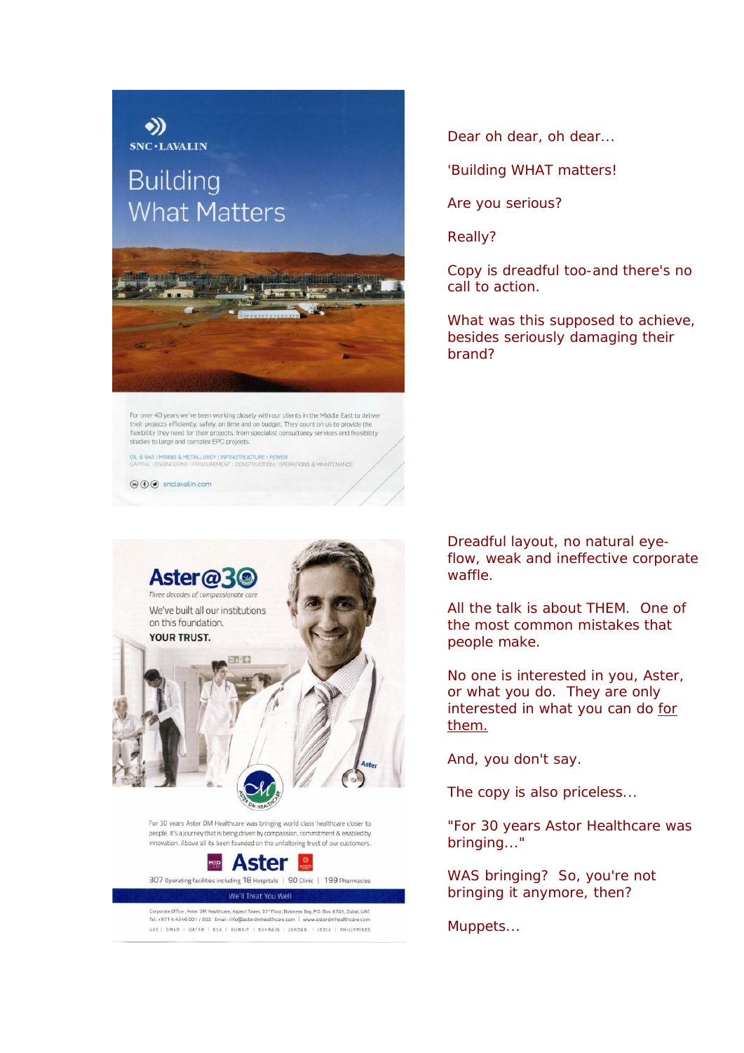Dear oh dear, oh dear...

'Building WHAT matters!

Are you serious?

Really?

Copy is dreadful too-and there's no call to action.

What was this supposed to achieve, besides seriously damaging their brand?

Dreadful layout, no natural eye-flow, weak and ineffective corporate waffle.

All the talk is about THEM. One of the most common mistakes that people make.

No one is interested in you, Aster, or what you do. They are only interested in what you can do <u>for them.</u>

And, you don't say.

The copy is also priceless...

"For 30 years Astor Healthcare was bringing..."

WAS bringing? So, you're not bringing it anymore, then?

Muppets...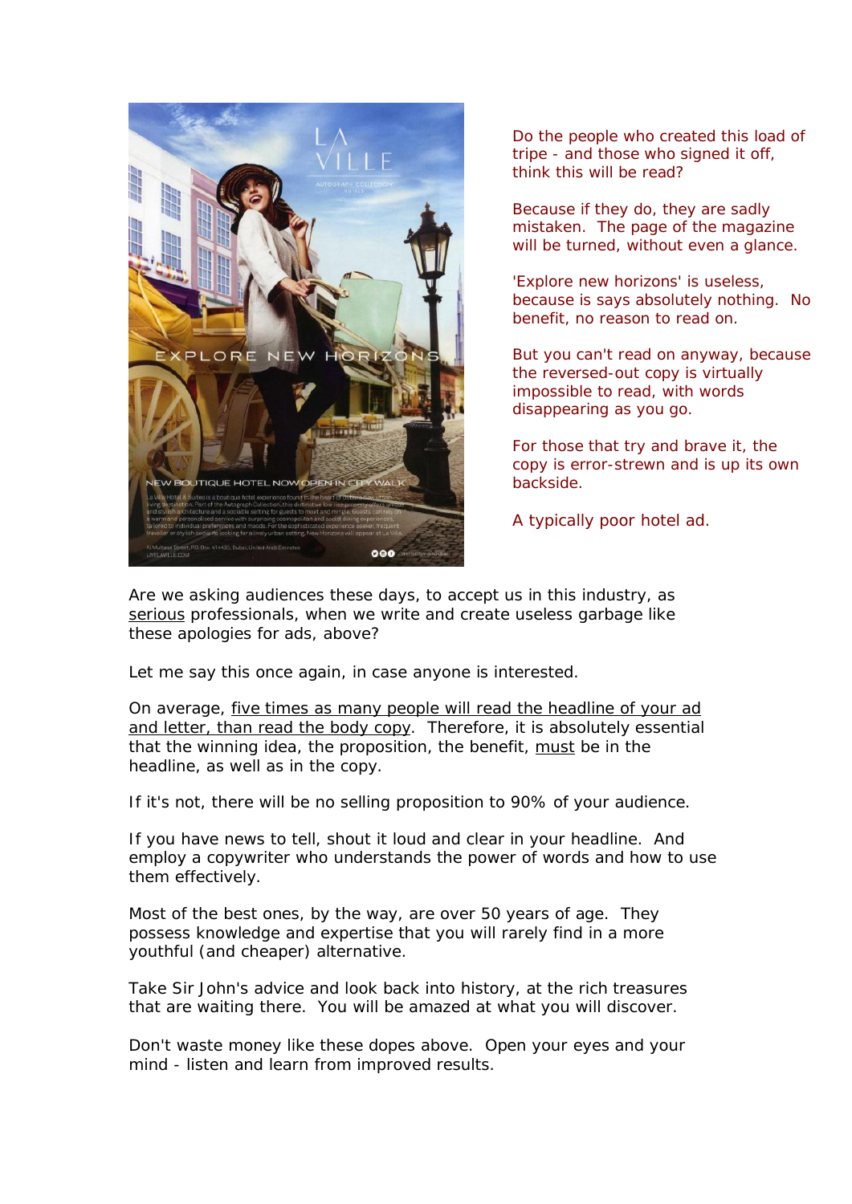Do the people who created this load of tripe - and those who signed it off, think this will be read?

Because if they do, they are sadly mistaken. The page of the magazine will be turned, without even a glance.

'Explore new horizons' is useless, because is says absolutely nothing. No benefit, no reason to read on.

But you can't read on anyway, because the reversed-out copy is virtually impossible to read, with words disappearing as you go.

For those that try and brave it, the copy is error-strewn and is up its own backside.

A typically poor hotel ad.

Are we asking audiences these days, to accept us in this industry, as <u>serious</u> professionals, when we write and create useless garbage like these apologies for ads, above?

Let me say this once again, in case anyone is interested.

On average, <u>five times as many people will read the headline of your ad and letter, than read the body copy</u>. Therefore, it is absolutely essential that the winning idea, the proposition, the benefit, <u>must</u> be in the headline, as well as in the copy.

If it's not, there will be no selling proposition to 90% of your audience.

If you have news to tell, shout it loud and clear in your headline. And employ a copywriter who understands the power of words and how to use them effectively.

Most of the best ones, by the way, are over 50 years of age. They possess knowledge and expertise that you will rarely find in a more youthful (and cheaper) alternative.

Take Sir John's advice and look back into history, at the rich treasures that are waiting there. You will be amazed at what you will discover.

Don't waste money like these dopes above. Open your eyes and your mind - listen and learn from improved results.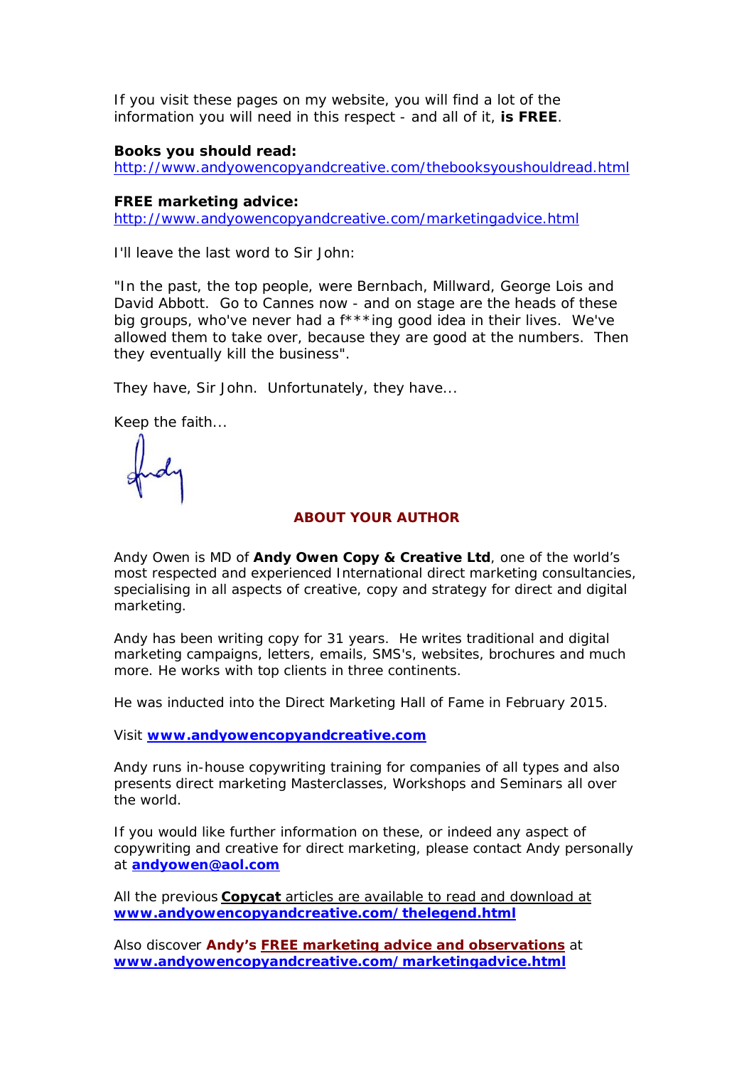If you visit these pages on my website, you will find a lot of the information you will need in this respect - and all of it, **is FREE**.

**Books you should read:**
http://www.andyowencopyandcreative.com/thebooksyoushouldread.html

**FREE marketing advice:**
http://www.andyowencopyandcreative.com/marketingadvice.html

I'll leave the last word to Sir John:

"In the past, the top people, were Bernbach, Millward, George Lois and David Abbott. Go to Cannes now - and on stage are the heads of these big groups, who've never had a f***ing good idea in their lives. We've allowed them to take over, because they are good at the numbers. Then they eventually kill the business".

They have, Sir John. Unfortunately, they have...

Keep the faith...

Andy

## ABOUT YOUR AUTHOR

Andy Owen is MD of **Andy Owen Copy & Creative Ltd**, one of the world's most respected and experienced International direct marketing consultancies, specialising in all aspects of creative, copy and strategy for direct and digital marketing.

Andy has been writing copy for 31 years. He writes traditional and digital marketing campaigns, letters, emails, SMS's, websites, brochures and much more. He works with top clients in three continents.

He was inducted into the Direct Marketing Hall of Fame in February 2015.

Visit **www.andyowencopyandcreative.com**

Andy runs in-house copywriting training for companies of all types and also presents direct marketing Masterclasses, Workshops and Seminars all over the world.

If you would like further information on these, or indeed any aspect of copywriting and creative for direct marketing, please contact Andy personally at **andyowen@aol.com**

All the previous **Copycat** articles are available to read and download at **www.andyowencopyandcreative.com/thelegend.html**

Also discover **Andy's FREE marketing advice and observations** at **www.andyowencopyandcreative.com/marketingadvice.html**